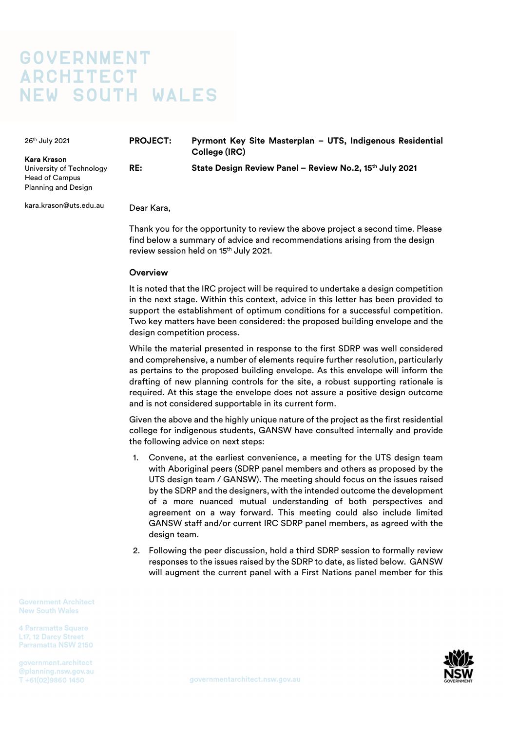# GOVERNMENT ARCHITECT NEW SOUTH WALES

26th July 2021

**Kara Krason**
University of Technology
Head of Campus
Planning and Design

kara.krason@uts.edu.au

**PROJECT:** **Pyrmont Key Site Masterplan – UTS, Indigenous Residential College (IRC)**

**RE:** **State Design Review Panel – Review No.2, 15th July 2021**

Dear Kara,

Thank you for the opportunity to review the above project a second time. Please find below a summary of advice and recommendations arising from the design review session held on 15th July 2021.

## Overview

It is noted that the IRC project will be required to undertake a design competition in the next stage. Within this context, advice in this letter has been provided to support the establishment of optimum conditions for a successful competition. Two key matters have been considered: the proposed building envelope and the design competition process.

While the material presented in response to the first SDRP was well considered and comprehensive, a number of elements require further resolution, particularly as pertains to the proposed building envelope. As this envelope will inform the drafting of new planning controls for the site, a robust supporting rationale is required. At this stage the envelope does not assure a positive design outcome and is not considered supportable in its current form.

Given the above and the highly unique nature of the project as the first residential college for indigenous students, GANSW have consulted internally and provide the following advice on next steps:

1. Convene, at the earliest convenience, a meeting for the UTS design team with Aboriginal peers (SDRP panel members and others as proposed by the UTS design team / GANSW). The meeting should focus on the issues raised by the SDRP and the designers, with the intended outcome the development of a more nuanced mutual understanding of both perspectives and agreement on a way forward. This meeting could also include limited GANSW staff and/or current IRC SDRP panel members, as agreed with the design team.
2. Following the peer discussion, hold a third SDRP session to formally review responses to the issues raised by the SDRP to date, as listed below. GANSW will augment the current panel with a First Nations panel member for this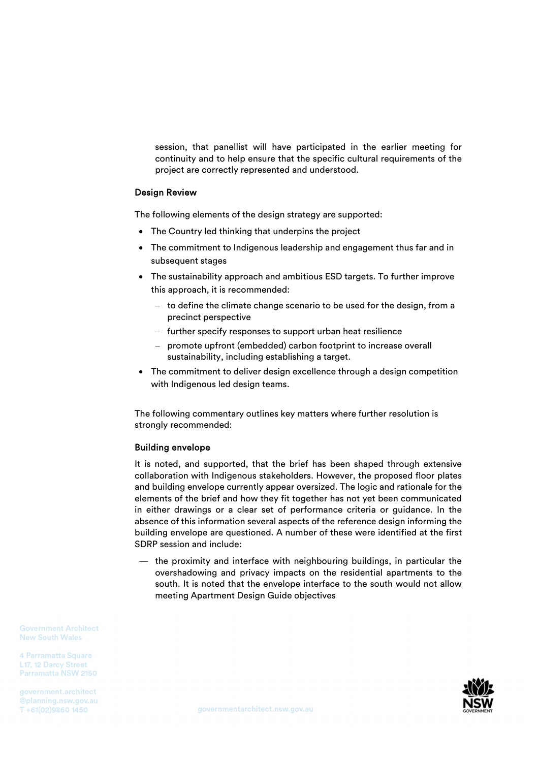session, that panellist will have participated in the earlier meeting for continuity and to help ensure that the specific cultural requirements of the project are correctly represented and understood.

### Design Review

The following elements of the design strategy are supported:

- The Country led thinking that underpins the project
- The commitment to Indigenous leadership and engagement thus far and in subsequent stages
- The sustainability approach and ambitious ESD targets. To further improve this approach, it is recommended:
  - to define the climate change scenario to be used for the design, from a precinct perspective
  - further specify responses to support urban heat resilience
  - promote upfront (embedded) carbon footprint to increase overall sustainability, including establishing a target.
- The commitment to deliver design excellence through a design competition with Indigenous led design teams.

The following commentary outlines key matters where further resolution is strongly recommended:

### Building envelope

It is noted, and supported, that the brief has been shaped through extensive collaboration with Indigenous stakeholders. However, the proposed floor plates and building envelope currently appear oversized. The logic and rationale for the elements of the brief and how they fit together has not yet been communicated in either drawings or a clear set of performance criteria or guidance. In the absence of this information several aspects of the reference design informing the building envelope are questioned. A number of these were identified at the first SDRP session and include:

- the proximity and interface with neighbouring buildings, in particular the overshadowing and privacy impacts on the residential apartments to the south. It is noted that the envelope interface to the south would not allow meeting Apartment Design Guide objectives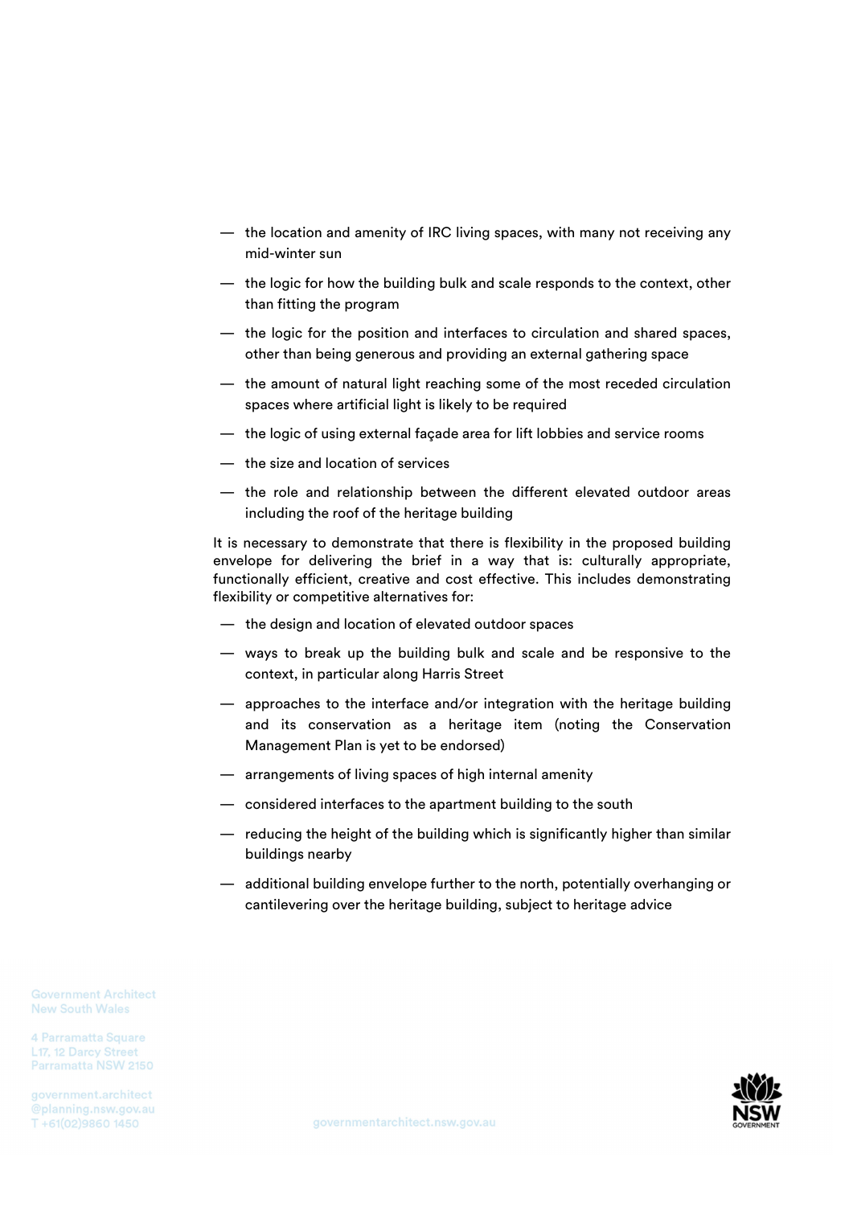- the location and amenity of IRC living spaces, with many not receiving any mid-winter sun
- the logic for how the building bulk and scale responds to the context, other than fitting the program
- the logic for the position and interfaces to circulation and shared spaces, other than being generous and providing an external gathering space
- the amount of natural light reaching some of the most receded circulation spaces where artificial light is likely to be required
- the logic of using external façade area for lift lobbies and service rooms
- the size and location of services
- the role and relationship between the different elevated outdoor areas including the roof of the heritage building

It is necessary to demonstrate that there is flexibility in the proposed building envelope for delivering the brief in a way that is: culturally appropriate, functionally efficient, creative and cost effective. This includes demonstrating flexibility or competitive alternatives for:

- the design and location of elevated outdoor spaces
- ways to break up the building bulk and scale and be responsive to the context, in particular along Harris Street
- approaches to the interface and/or integration with the heritage building and its conservation as a heritage item (noting the Conservation Management Plan is yet to be endorsed)
- arrangements of living spaces of high internal amenity
- considered interfaces to the apartment building to the south
- reducing the height of the building which is significantly higher than similar buildings nearby
- additional building envelope further to the north, potentially overhanging or cantilevering over the heritage building, subject to heritage advice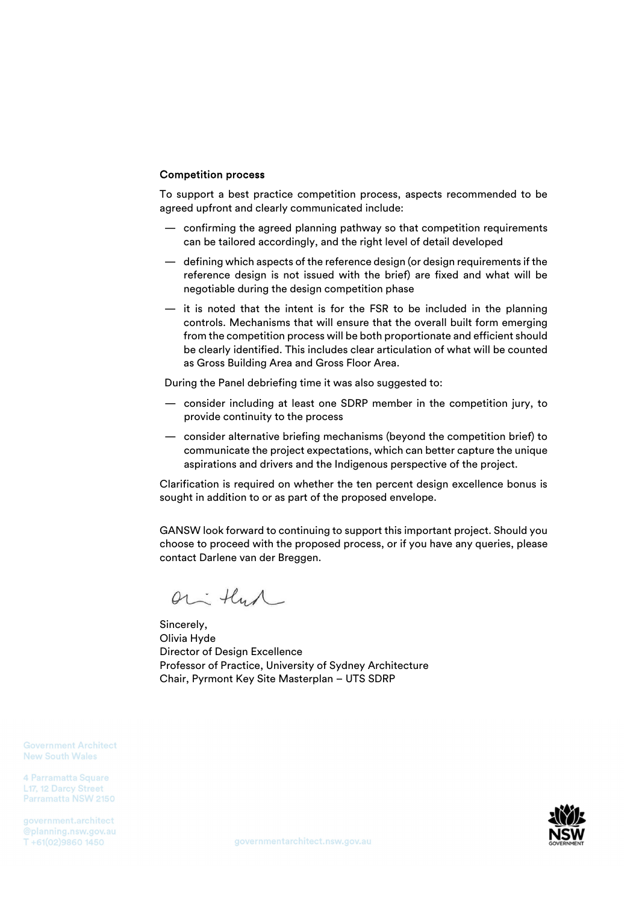**Competition process**

To support a best practice competition process, aspects recommended to be agreed upfront and clearly communicated include:

- confirming the agreed planning pathway so that competition requirements can be tailored accordingly, and the right level of detail developed
- defining which aspects of the reference design (or design requirements if the reference design is not issued with the brief) are fixed and what will be negotiable during the design competition phase
- it is noted that the intent is for the FSR to be included in the planning controls. Mechanisms that will ensure that the overall built form emerging from the competition process will be both proportionate and efficient should be clearly identified. This includes clear articulation of what will be counted as Gross Building Area and Gross Floor Area.

During the Panel debriefing time it was also suggested to:

- consider including at least one SDRP member in the competition jury, to provide continuity to the process
- consider alternative briefing mechanisms (beyond the competition brief) to communicate the project expectations, which can better capture the unique aspirations and drivers and the Indigenous perspective of the project.

Clarification is required on whether the ten percent design excellence bonus is sought in addition to or as part of the proposed envelope.

GANSW look forward to continuing to support this important project. Should you choose to proceed with the proposed process, or if you have any queries, please contact Darlene van der Breggen.

Sincerely,
Olivia Hyde
Director of Design Excellence
Professor of Practice, University of Sydney Architecture
Chair, Pyrmont Key Site Masterplan – UTS SDRP

Government Architect
New South Wales

4 Parramatta Square
L17, 12 Darcy Street
Parramatta NSW 2150

government.architect
@planning.nsw.gov.au
T +61(02)9860 1450

governmentarchitect.nsw.gov.au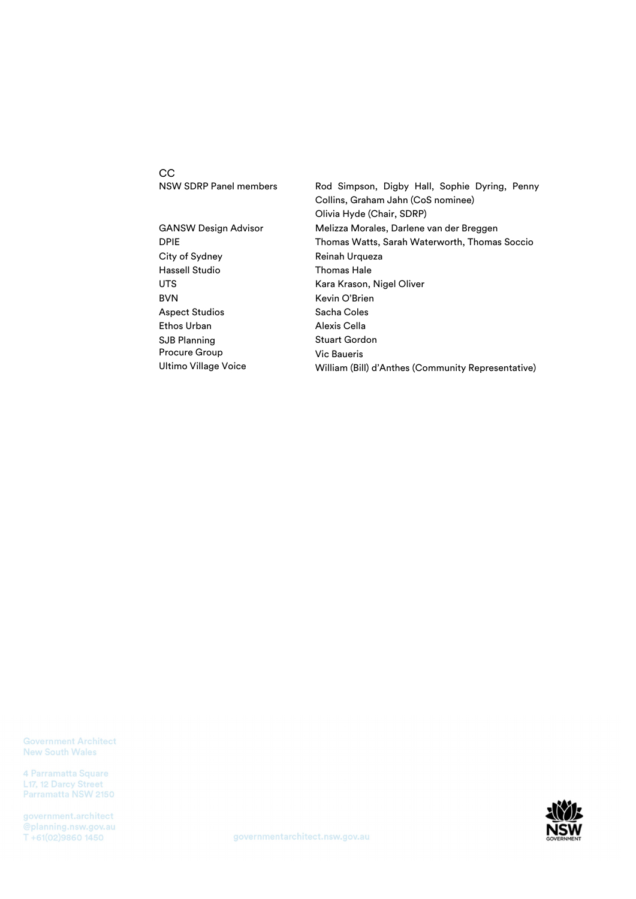CC

| | |
|---|---|
| NSW SDRP Panel members | Rod Simpson, Digby Hall, Sophie Dyring, Penny Collins, Graham Jahn (CoS nominee) |
| | Olivia Hyde (Chair, SDRP) |
| GANSW Design Advisor | Melizza Morales, Darlene van der Breggen |
| DPIE | Thomas Watts, Sarah Waterworth, Thomas Soccio |
| City of Sydney | Reinah Urqueza |
| Hassell Studio | Thomas Hale |
| UTS | Kara Krason, Nigel Oliver |
| BVN | Kevin O'Brien |
| Aspect Studios | Sacha Coles |
| Ethos Urban | Alexis Cella |
| SJB Planning | Stuart Gordon |
| Procure Group | Vic Baueris |
| Ultimo Village Voice | William (Bill) d'Anthes (Community Representative) |

Government Architect
New South Wales

4 Parramatta Square
L17, 12 Darcy Street
Parramatta NSW 2150

government.architect
@planning.nsw.gov.au
T +61(02)9860 1450

governmentarchitect.nsw.gov.au